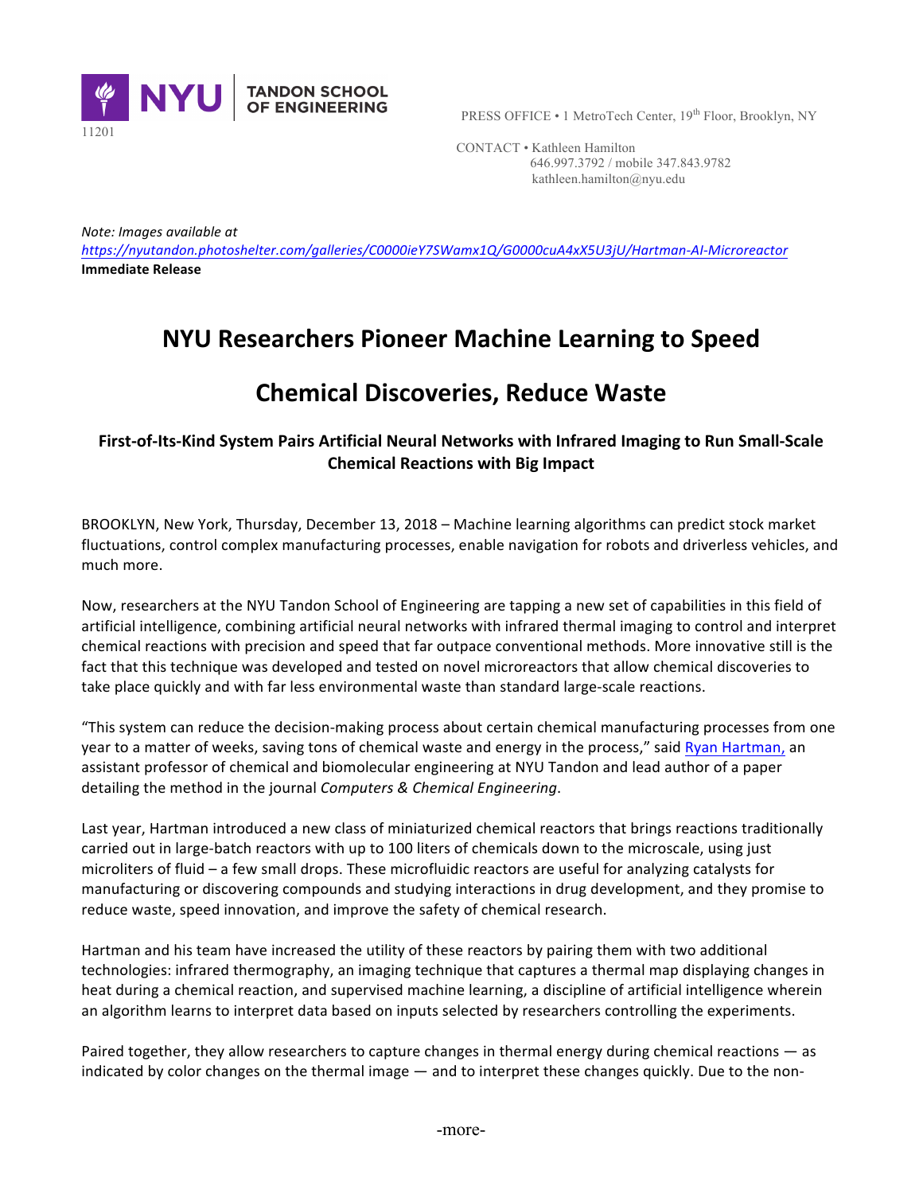NYU TANDON SCHOOL OF ENGINEERING

PRESS OFFICE • 1 MetroTech Center, 19th Floor, Brooklyn, NY 11201

CONTACT • Kathleen Hamilton
646.997.3792 / mobile 347.843.9782
kathleen.hamilton@nyu.edu

*Note: Images available at*
*https://nyutandon.photoshelter.com/galleries/C0000ieY7SWamx1Q/G0000cuA4xX5U3jU/Hartman-AI-Microreactor*
**Immediate Release**

# NYU Researchers Pioneer Machine Learning to Speed Chemical Discoveries, Reduce Waste

### First-of-Its-Kind System Pairs Artificial Neural Networks with Infrared Imaging to Run Small-Scale Chemical Reactions with Big Impact

BROOKLYN, New York, Thursday, December 13, 2018 – Machine learning algorithms can predict stock market fluctuations, control complex manufacturing processes, enable navigation for robots and driverless vehicles, and much more.

Now, researchers at the NYU Tandon School of Engineering are tapping a new set of capabilities in this field of artificial intelligence, combining artificial neural networks with infrared thermal imaging to control and interpret chemical reactions with precision and speed that far outpace conventional methods. More innovative still is the fact that this technique was developed and tested on novel microreactors that allow chemical discoveries to take place quickly and with far less environmental waste than standard large-scale reactions.

"This system can reduce the decision-making process about certain chemical manufacturing processes from one year to a matter of weeks, saving tons of chemical waste and energy in the process," said Ryan Hartman, an assistant professor of chemical and biomolecular engineering at NYU Tandon and lead author of a paper detailing the method in the journal *Computers & Chemical Engineering*.

Last year, Hartman introduced a new class of miniaturized chemical reactors that brings reactions traditionally carried out in large-batch reactors with up to 100 liters of chemicals down to the microscale, using just microliters of fluid – a few small drops. These microfluidic reactors are useful for analyzing catalysts for manufacturing or discovering compounds and studying interactions in drug development, and they promise to reduce waste, speed innovation, and improve the safety of chemical research.

Hartman and his team have increased the utility of these reactors by pairing them with two additional technologies: infrared thermography, an imaging technique that captures a thermal map displaying changes in heat during a chemical reaction, and supervised machine learning, a discipline of artificial intelligence wherein an algorithm learns to interpret data based on inputs selected by researchers controlling the experiments.

Paired together, they allow researchers to capture changes in thermal energy during chemical reactions — as indicated by color changes on the thermal image — and to interpret these changes quickly. Due to the non-

-more-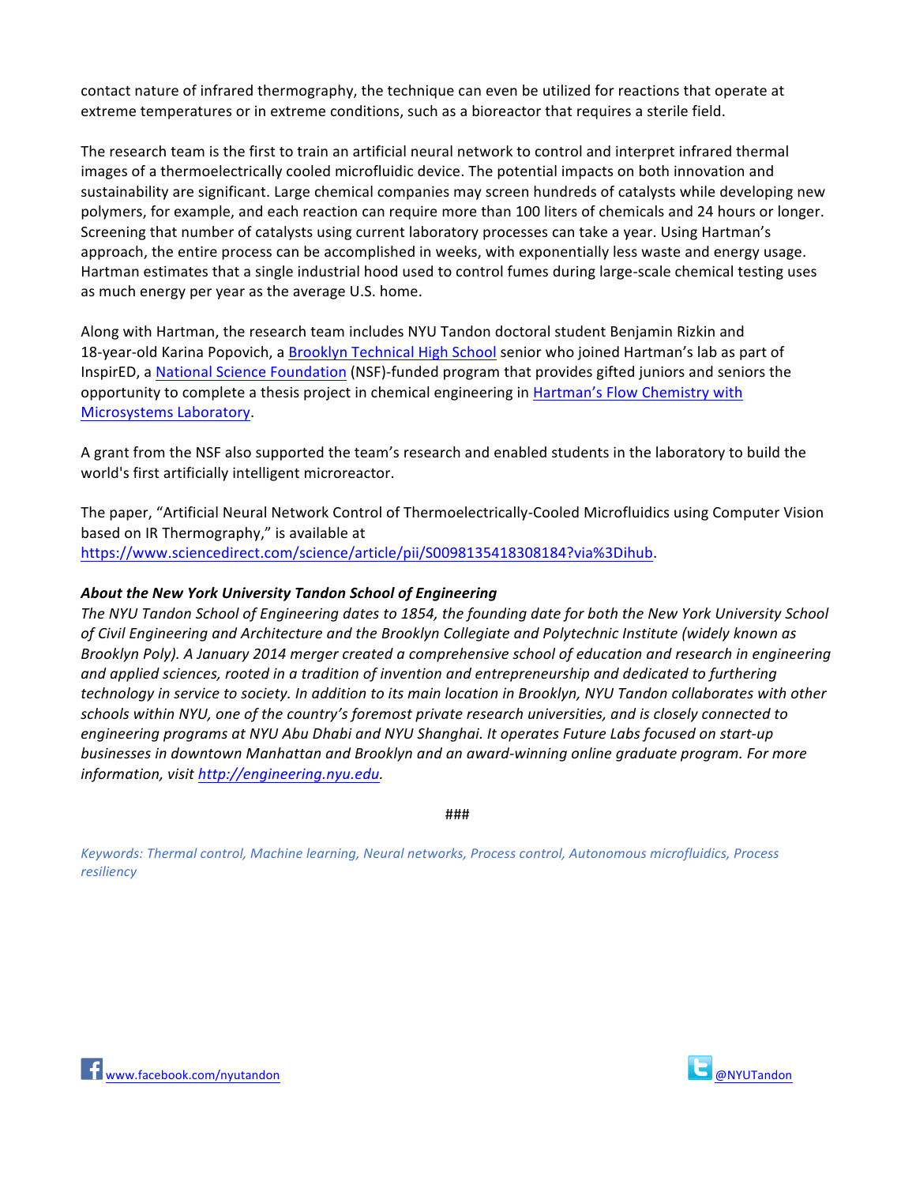contact nature of infrared thermography, the technique can even be utilized for reactions that operate at extreme temperatures or in extreme conditions, such as a bioreactor that requires a sterile field.

The research team is the first to train an artificial neural network to control and interpret infrared thermal images of a thermoelectrically cooled microfluidic device. The potential impacts on both innovation and sustainability are significant. Large chemical companies may screen hundreds of catalysts while developing new polymers, for example, and each reaction can require more than 100 liters of chemicals and 24 hours or longer. Screening that number of catalysts using current laboratory processes can take a year. Using Hartman's approach, the entire process can be accomplished in weeks, with exponentially less waste and energy usage. Hartman estimates that a single industrial hood used to control fumes during large-scale chemical testing uses as much energy per year as the average U.S. home.

Along with Hartman, the research team includes NYU Tandon doctoral student Benjamin Rizkin and 18-year-old Karina Popovich, a Brooklyn Technical High School senior who joined Hartman's lab as part of InspirED, a National Science Foundation (NSF)-funded program that provides gifted juniors and seniors the opportunity to complete a thesis project in chemical engineering in Hartman's Flow Chemistry with Microsystems Laboratory.

A grant from the NSF also supported the team's research and enabled students in the laboratory to build the world's first artificially intelligent microreactor.

The paper, "Artificial Neural Network Control of Thermoelectrically-Cooled Microfluidics using Computer Vision based on IR Thermography," is available at https://www.sciencedirect.com/science/article/pii/S0098135418308184?via%3Dihub.

***About the New York University Tandon School of Engineering***

*The NYU Tandon School of Engineering dates to 1854, the founding date for both the New York University School of Civil Engineering and Architecture and the Brooklyn Collegiate and Polytechnic Institute (widely known as Brooklyn Poly). A January 2014 merger created a comprehensive school of education and research in engineering and applied sciences, rooted in a tradition of invention and entrepreneurship and dedicated to furthering technology in service to society. In addition to its main location in Brooklyn, NYU Tandon collaborates with other schools within NYU, one of the country's foremost private research universities, and is closely connected to engineering programs at NYU Abu Dhabi and NYU Shanghai. It operates Future Labs focused on start-up businesses in downtown Manhattan and Brooklyn and an award-winning online graduate program. For more information, visit http://engineering.nyu.edu.*

###

*Keywords: Thermal control, Machine learning, Neural networks, Process control, Autonomous microfluidics, Process resiliency*

www.facebook.com/nyutandon

@NYUTandon